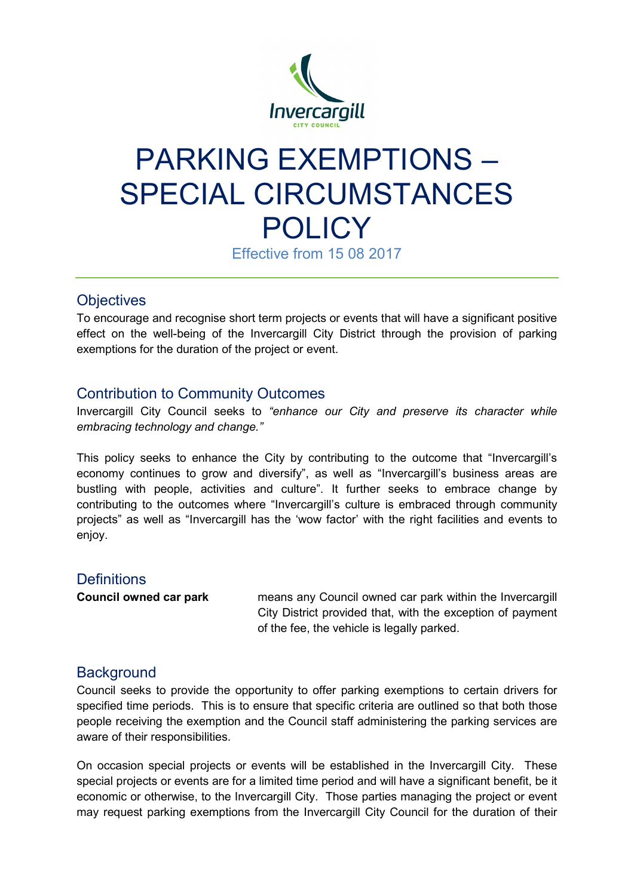# PARKING EXEMPTIONS – SPECIAL CIRCUMSTANCES POLICY

Effective from 15 08 2017

## Objectives

To encourage and recognise short term projects or events that will have a significant positive effect on the well-being of the Invercargill City District through the provision of parking exemptions for the duration of the project or event.

## Contribution to Community Outcomes

Invercargill City Council seeks to *"enhance our City and preserve its character while embracing technology and change."*

This policy seeks to enhance the City by contributing to the outcome that "Invercargill's economy continues to grow and diversify", as well as "Invercargill's business areas are bustling with people, activities and culture". It further seeks to embrace change by contributing to the outcomes where "Invercargill's culture is embraced through community projects" as well as "Invercargill has the 'wow factor' with the right facilities and events to enjoy.

## Definitions

**Council owned car park** means any Council owned car park within the Invercargill City District provided that, with the exception of payment of the fee, the vehicle is legally parked.

## Background

Council seeks to provide the opportunity to offer parking exemptions to certain drivers for specified time periods. This is to ensure that specific criteria are outlined so that both those people receiving the exemption and the Council staff administering the parking services are aware of their responsibilities.

On occasion special projects or events will be established in the Invercargill City. These special projects or events are for a limited time period and will have a significant benefit, be it economic or otherwise, to the Invercargill City. Those parties managing the project or event may request parking exemptions from the Invercargill City Council for the duration of their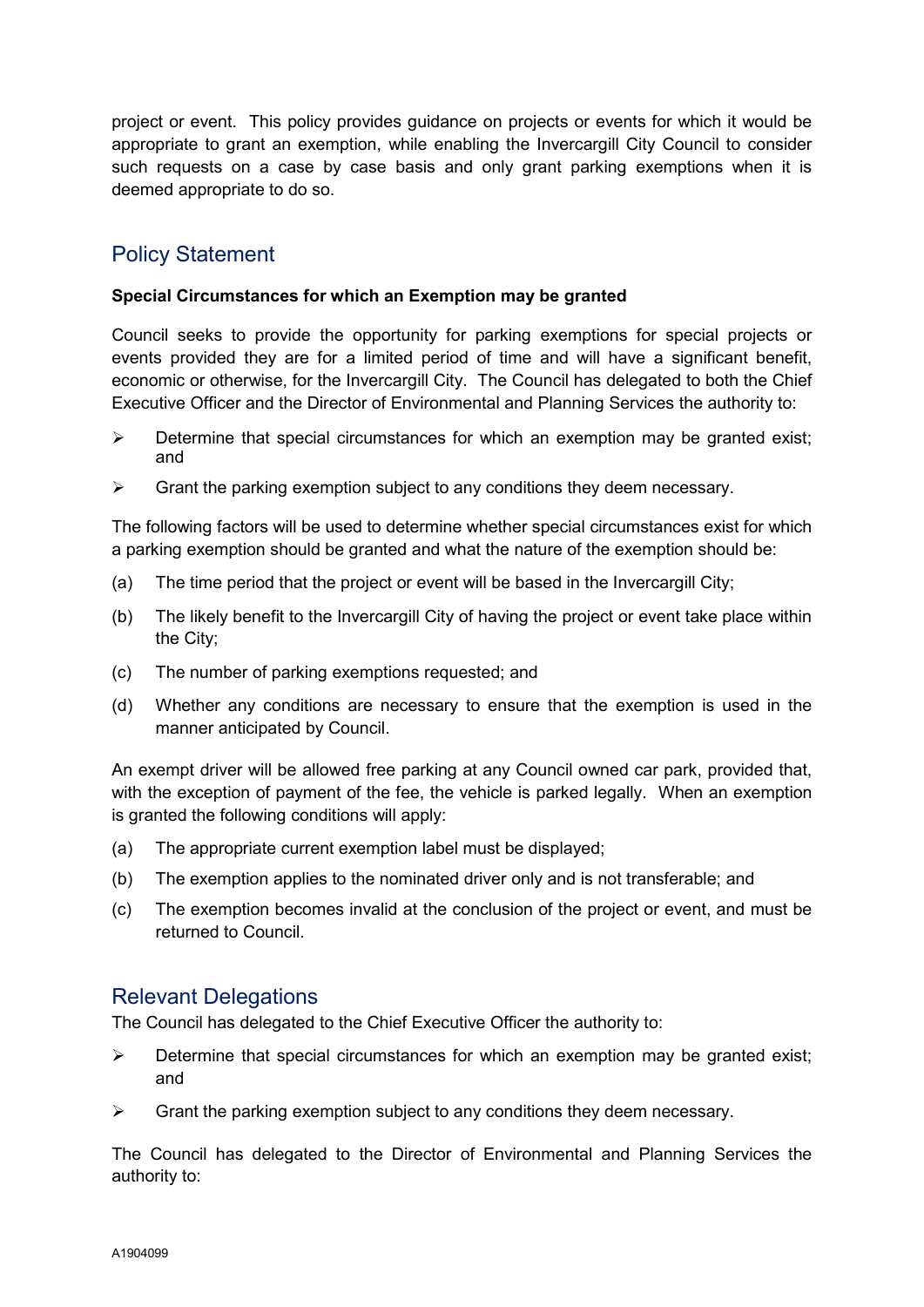project or event. This policy provides guidance on projects or events for which it would be appropriate to grant an exemption, while enabling the Invercargill City Council to consider such requests on a case by case basis and only grant parking exemptions when it is deemed appropriate to do so.

## Policy Statement

**Special Circumstances for which an Exemption may be granted**

Council seeks to provide the opportunity for parking exemptions for special projects or events provided they are for a limited period of time and will have a significant benefit, economic or otherwise, for the Invercargill City. The Council has delegated to both the Chief Executive Officer and the Director of Environmental and Planning Services the authority to:

- Determine that special circumstances for which an exemption may be granted exist; and
- Grant the parking exemption subject to any conditions they deem necessary.

The following factors will be used to determine whether special circumstances exist for which a parking exemption should be granted and what the nature of the exemption should be:

(a) The time period that the project or event will be based in the Invercargill City;

(b) The likely benefit to the Invercargill City of having the project or event take place within the City;

(c) The number of parking exemptions requested; and

(d) Whether any conditions are necessary to ensure that the exemption is used in the manner anticipated by Council.

An exempt driver will be allowed free parking at any Council owned car park, provided that, with the exception of payment of the fee, the vehicle is parked legally. When an exemption is granted the following conditions will apply:

(a) The appropriate current exemption label must be displayed;

(b) The exemption applies to the nominated driver only and is not transferable; and

(c) The exemption becomes invalid at the conclusion of the project or event, and must be returned to Council.

## Relevant Delegations

The Council has delegated to the Chief Executive Officer the authority to:

- Determine that special circumstances for which an exemption may be granted exist; and
- Grant the parking exemption subject to any conditions they deem necessary.

The Council has delegated to the Director of Environmental and Planning Services the authority to:

A1904099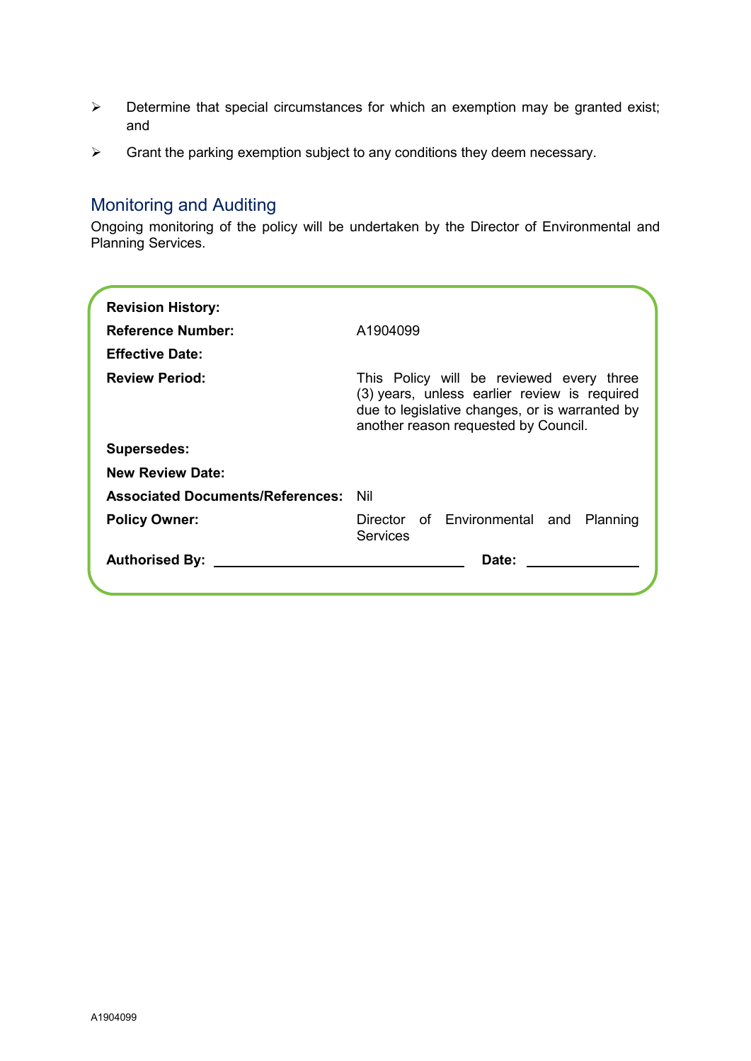- Determine that special circumstances for which an exemption may be granted exist; and
- Grant the parking exemption subject to any conditions they deem necessary.

## Monitoring and Auditing

Ongoing monitoring of the policy will be undertaken by the Director of Environmental and Planning Services.

| | |
|---|---|
| **Revision History:** | |
| **Reference Number:** | A1904099 |
| **Effective Date:** | |
| **Review Period:** | This Policy will be reviewed every three (3) years, unless earlier review is required due to legislative changes, or is warranted by another reason requested by Council. |
| **Supersedes:** | |
| **New Review Date:** | |
| **Associated Documents/References:** | Nil |
| **Policy Owner:** | Director of Environmental and Planning Services |
| **Authorised By:** ______________________ | **Date:** __________ |